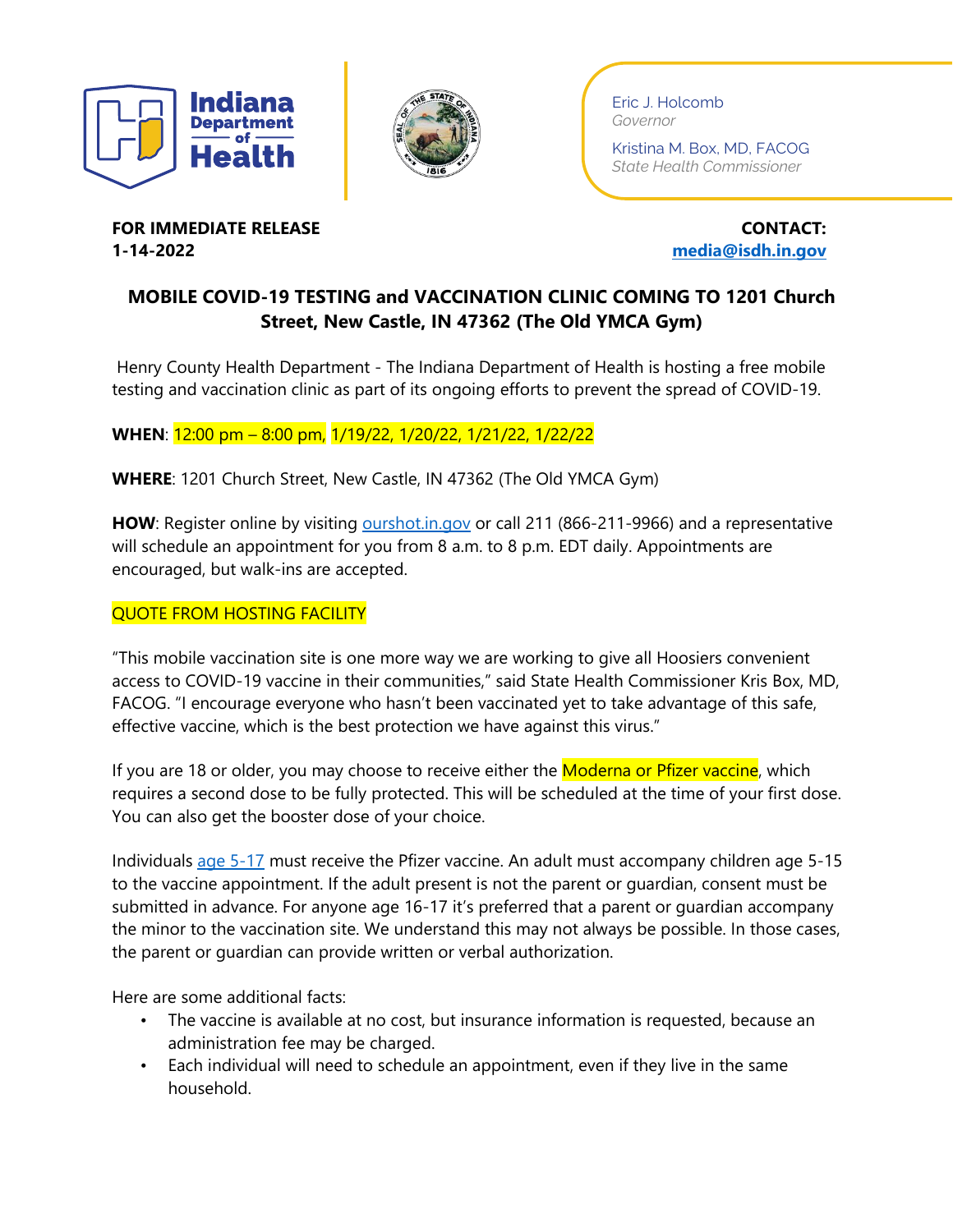Indiana Department of Health

Eric J. Holcomb
*Governor*

Kristina M. Box, MD, FACOG
*State Health Commissioner*

**FOR IMMEDIATE RELEASE**
**1-14-2022**

**CONTACT:**
**media@isdh.in.gov**

## MOBILE COVID-19 TESTING and VACCINATION CLINIC COMING TO 1201 Church Street, New Castle, IN 47362 (The Old YMCA Gym)

Henry County Health Department - The Indiana Department of Health is hosting a free mobile testing and vaccination clinic as part of its ongoing efforts to prevent the spread of COVID-19.

**WHEN**: 12:00 pm – 8:00 pm, 1/19/22, 1/20/22, 1/21/22, 1/22/22

**WHERE**: 1201 Church Street, New Castle, IN 47362 (The Old YMCA Gym)

**HOW**: Register online by visiting ourshot.in.gov or call 211 (866-211-9966) and a representative will schedule an appointment for you from 8 a.m. to 8 p.m. EDT daily. Appointments are encouraged, but walk-ins are accepted.

QUOTE FROM HOSTING FACILITY

"This mobile vaccination site is one more way we are working to give all Hoosiers convenient access to COVID-19 vaccine in their communities," said State Health Commissioner Kris Box, MD, FACOG. "I encourage everyone who hasn't been vaccinated yet to take advantage of this safe, effective vaccine, which is the best protection we have against this virus."

If you are 18 or older, you may choose to receive either the Moderna or Pfizer vaccine, which requires a second dose to be fully protected. This will be scheduled at the time of your first dose. You can also get the booster dose of your choice.

Individuals age 5-17 must receive the Pfizer vaccine. An adult must accompany children age 5-15 to the vaccine appointment. If the adult present is not the parent or guardian, consent must be submitted in advance. For anyone age 16-17 it's preferred that a parent or guardian accompany the minor to the vaccination site. We understand this may not always be possible. In those cases, the parent or guardian can provide written or verbal authorization.

Here are some additional facts:

- The vaccine is available at no cost, but insurance information is requested, because an administration fee may be charged.
- Each individual will need to schedule an appointment, even if they live in the same household.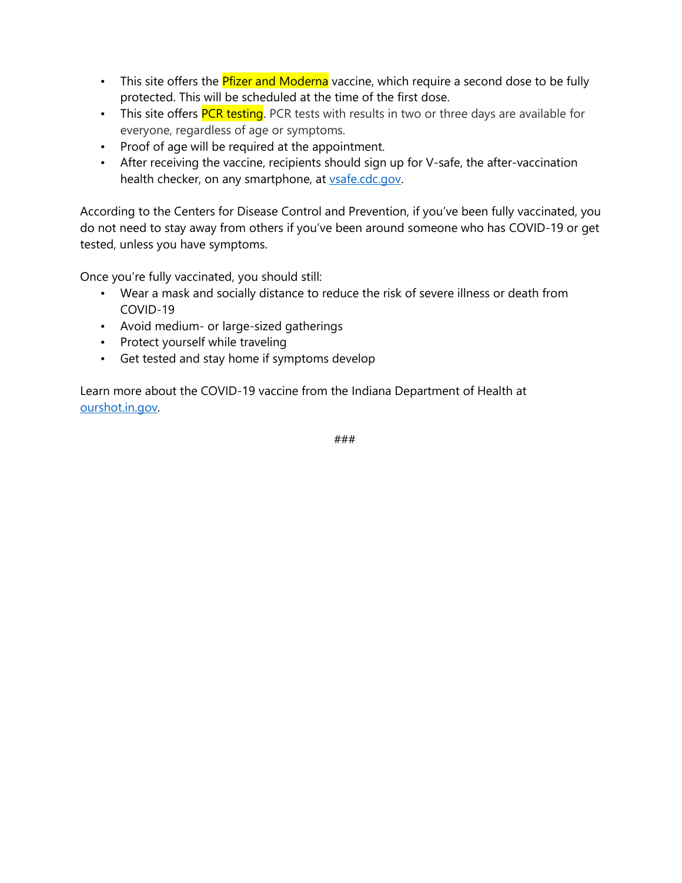- This site offers the Pfizer and Moderna vaccine, which require a second dose to be fully protected. This will be scheduled at the time of the first dose.
- This site offers PCR testing. PCR tests with results in two or three days are available for everyone, regardless of age or symptoms.
- Proof of age will be required at the appointment.
- After receiving the vaccine, recipients should sign up for V-safe, the after-vaccination health checker, on any smartphone, at vsafe.cdc.gov.

According to the Centers for Disease Control and Prevention, if you've been fully vaccinated, you do not need to stay away from others if you've been around someone who has COVID-19 or get tested, unless you have symptoms.

Once you're fully vaccinated, you should still:

- Wear a mask and socially distance to reduce the risk of severe illness or death from COVID-19
- Avoid medium- or large-sized gatherings
- Protect yourself while traveling
- Get tested and stay home if symptoms develop

Learn more about the COVID-19 vaccine from the Indiana Department of Health at ourshot.in.gov.

###